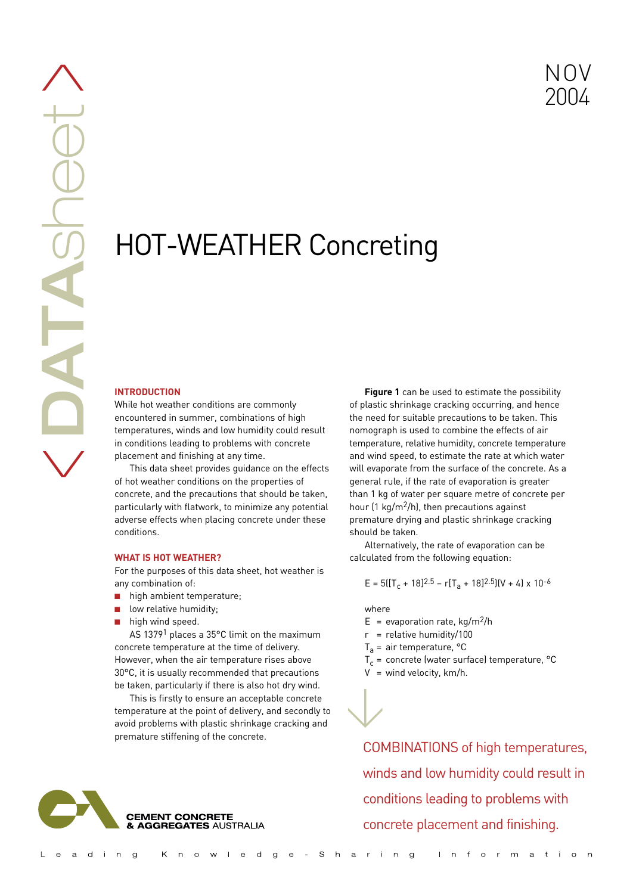NOV 2004

# HOT-WEATHER Concreting

## INTRODUCTION

While hot weather conditions are commonly encountered in summer, combinations of high temperatures, winds and low humidity could result in conditions leading to problems with concrete placement and finishing at any time.

This data sheet provides guidance on the effects of hot weather conditions on the properties of concrete, and the precautions that should be taken, particularly with flatwork, to minimize any potential adverse effects when placing concrete under these conditions.

## WHAT IS HOT WEATHER?

For the purposes of this data sheet, hot weather is any combination of:

- high ambient temperature;
- low relative humidity;
- high wind speed.

AS 1379[1] places a 35°C limit on the maximum concrete temperature at the time of delivery. However, when the air temperature rises above 30°C, it is usually recommended that precautions be taken, particularly if there is also hot dry wind.

This is firstly to ensure an acceptable concrete temperature at the point of delivery, and secondly to avoid problems with plastic shrinkage cracking and premature stiffening of the concrete.

**Figure 1** can be used to estimate the possibility of plastic shrinkage cracking occurring, and hence the need for suitable precautions to be taken. This nomograph is used to combine the effects of air temperature, relative humidity, concrete temperature and wind speed, to estimate the rate at which water will evaporate from the surface of the concrete. As a general rule, if the rate of evaporation is greater than 1 kg of water per square metre of concrete per hour (1 kg/m$^2$/h), then precautions against premature drying and plastic shrinkage cracking should be taken.

Alternatively, the rate of evaporation can be calculated from the following equation:

$$E = 5([T_c + 18]^{2.5} - r[T_a + 18]^{2.5})(V + 4) \times 10^{-6}$$

where

- $E$ = evaporation rate, kg/m$^2$/h
- $r$ = relative humidity/100
- $T_a$ = air temperature, °C
- $T_c$ = concrete (water surface) temperature, °C
- $V$ = wind velocity, km/h.

COMBINATIONS of high temperatures, winds and low humidity could result in conditions leading to problems with concrete placement and finishing.

CEMENT CONCRETE & AGGREGATES AUSTRALIA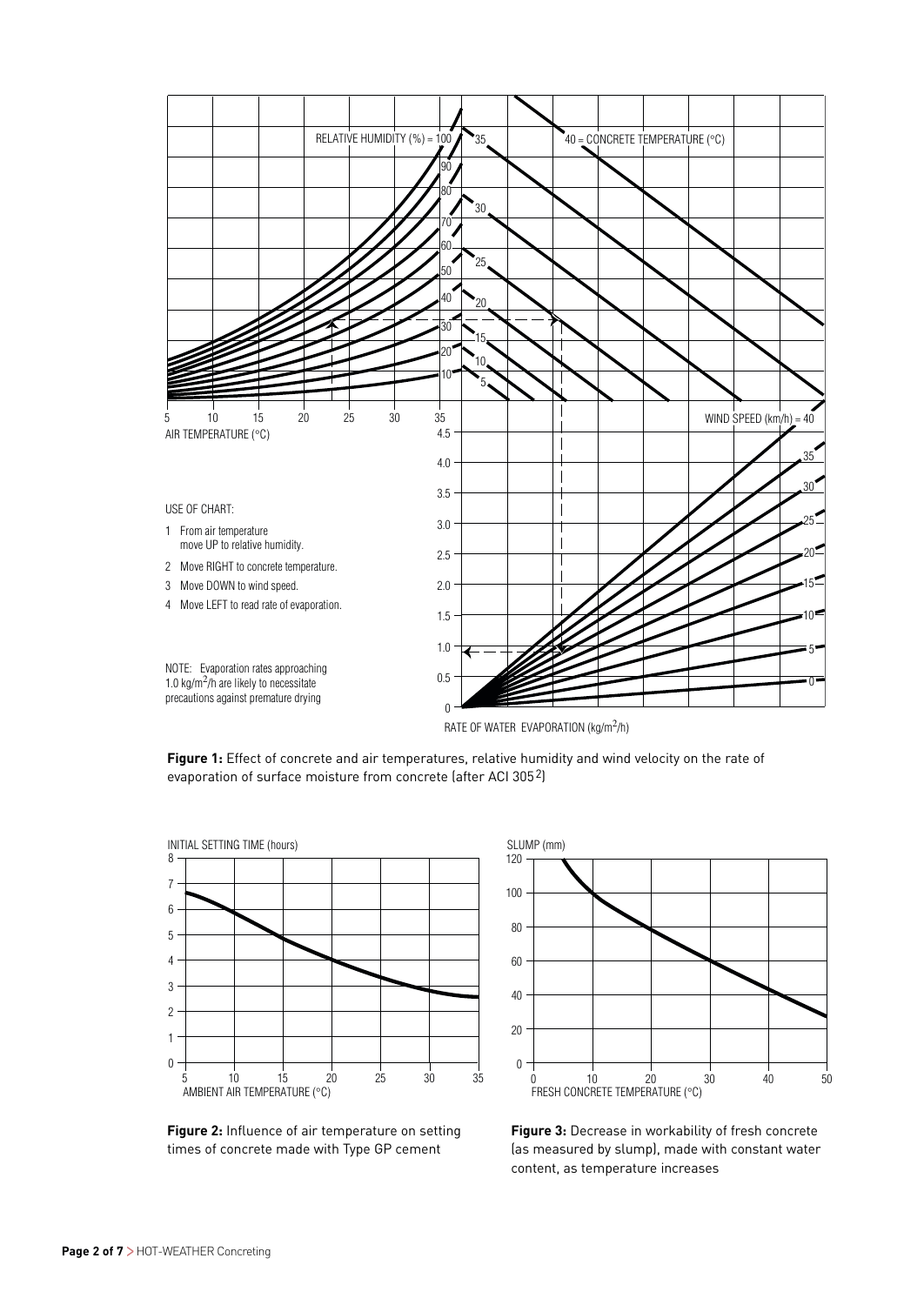USE OF CHART:

1 From air temperature move UP to relative humidity.
2 Move RIGHT to concrete temperature.
3 Move DOWN to wind speed.
4 Move LEFT to read rate of evaporation.

NOTE: Evaporation rates approaching 1.0 $kg/m^2/h$ are likely to necessitate precautions against premature drying

**Figure 1:** Effect of concrete and air temperatures, relative humidity and wind velocity on the rate of evaporation of surface moisture from concrete (after ACI 305[2])

**Figure 2:** Influence of air temperature on setting times of concrete made with Type GP cement

**Figure 3:** Decrease in workability of fresh concrete (as measured by slump), made with constant water content, as temperature increases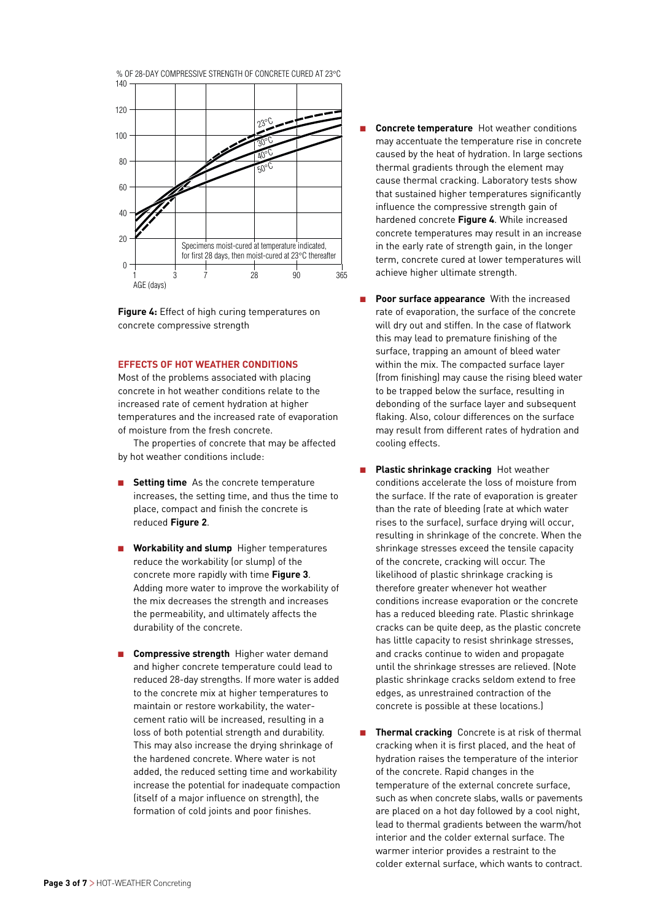**Figure 4:** Effect of high curing temperatures on concrete compressive strength

## EFFECTS OF HOT WEATHER CONDITIONS

Most of the problems associated with placing concrete in hot weather conditions relate to the increased rate of cement hydration at higher temperatures and the increased rate of evaporation of moisture from the fresh concrete.

The properties of concrete that may be affected by hot weather conditions include:

- **Setting time** As the concrete temperature increases, the setting time, and thus the time to place, compact and finish the concrete is reduced **Figure 2**.
- **Workability and slump** Higher temperatures reduce the workability (or slump) of the concrete more rapidly with time **Figure 3**. Adding more water to improve the workability of the mix decreases the strength and increases the permeability, and ultimately affects the durability of the concrete.
- **Compressive strength** Higher water demand and higher concrete temperature could lead to reduced 28-day strengths. If more water is added to the concrete mix at higher temperatures to maintain or restore workability, the water-cement ratio will be increased, resulting in a loss of both potential strength and durability. This may also increase the drying shrinkage of the hardened concrete. Where water is not added, the reduced setting time and workability increase the potential for inadequate compaction (itself of a major influence on strength), the formation of cold joints and poor finishes.
- **Concrete temperature** Hot weather conditions may accentuate the temperature rise in concrete caused by the heat of hydration. In large sections thermal gradients through the element may cause thermal cracking. Laboratory tests show that sustained higher temperatures significantly influence the compressive strength gain of hardened concrete **Figure 4**. While increased concrete temperatures may result in an increase in the early rate of strength gain, in the longer term, concrete cured at lower temperatures will achieve higher ultimate strength.
- **Poor surface appearance** With the increased rate of evaporation, the surface of the concrete will dry out and stiffen. In the case of flatwork this may lead to premature finishing of the surface, trapping an amount of bleed water within the mix. The compacted surface layer (from finishing) may cause the rising bleed water to be trapped below the surface, resulting in debonding of the surface layer and subsequent flaking. Also, colour differences on the surface may result from different rates of hydration and cooling effects.
- **Plastic shrinkage cracking** Hot weather conditions accelerate the loss of moisture from the surface. If the rate of evaporation is greater than the rate of bleeding (rate at which water rises to the surface), surface drying will occur, resulting in shrinkage of the concrete. When the shrinkage stresses exceed the tensile capacity of the concrete, cracking will occur. The likelihood of plastic shrinkage cracking is therefore greater whenever hot weather conditions increase evaporation or the concrete has a reduced bleeding rate. Plastic shrinkage cracks can be quite deep, as the plastic concrete has little capacity to resist shrinkage stresses, and cracks continue to widen and propagate until the shrinkage stresses are relieved. (Note plastic shrinkage cracks seldom extend to free edges, as unrestrained contraction of the concrete is possible at these locations.)
- **Thermal cracking** Concrete is at risk of thermal cracking when it is first placed, and the heat of hydration raises the temperature of the interior of the concrete. Rapid changes in the temperature of the external concrete surface, such as when concrete slabs, walls or pavements are placed on a hot day followed by a cool night, lead to thermal gradients between the warm/hot interior and the colder external surface. The warmer interior provides a restraint to the colder external surface, which wants to contract.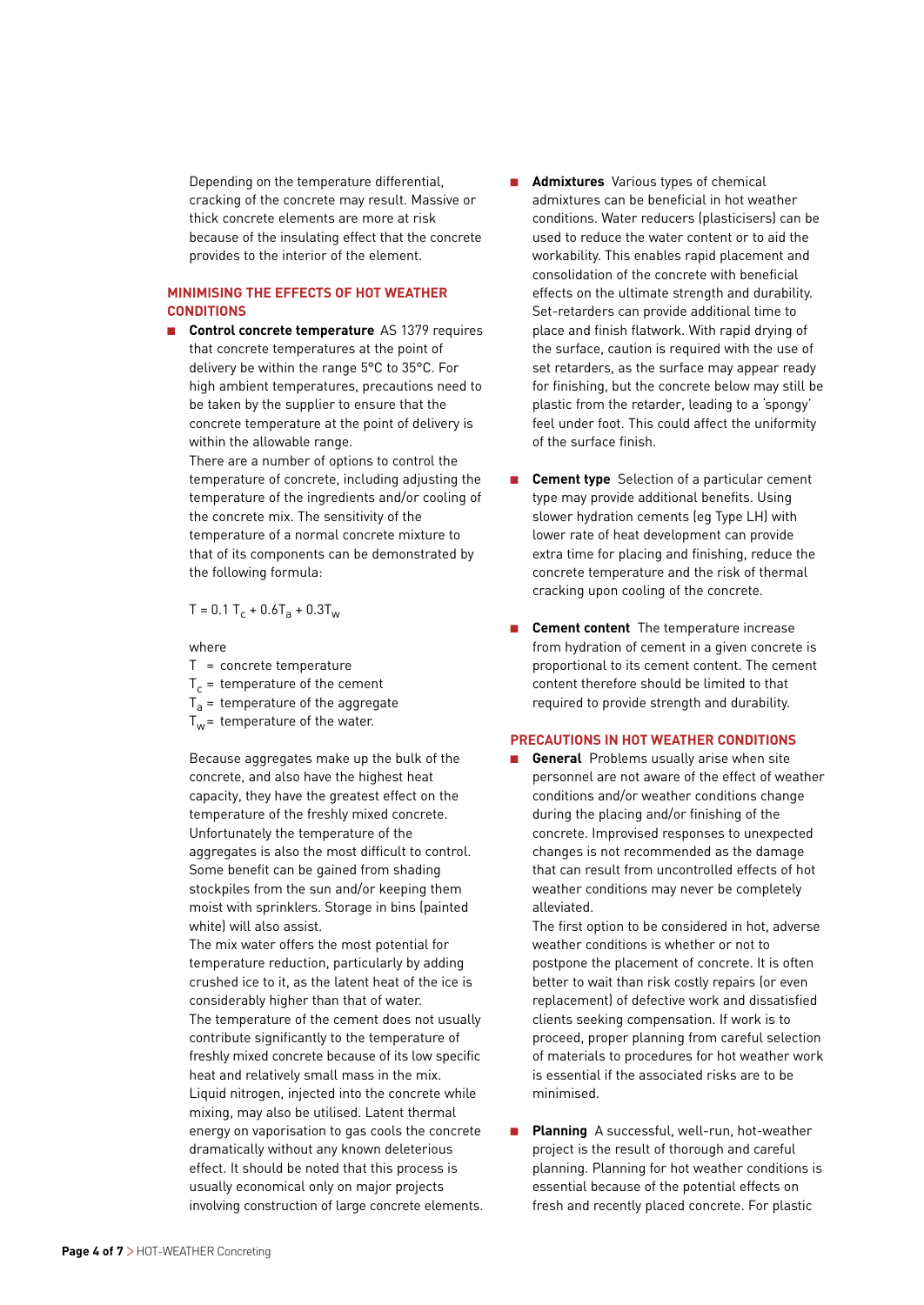Depending on the temperature differential, cracking of the concrete may result. Massive or thick concrete elements are more at risk because of the insulating effect that the concrete provides to the interior of the element.

## MINIMISING THE EFFECTS OF HOT WEATHER CONDITIONS

- **Control concrete temperature** AS 1379 requires that concrete temperatures at the point of delivery be within the range 5°C to 35°C. For high ambient temperatures, precautions need to be taken by the supplier to ensure that the concrete temperature at the point of delivery is within the allowable range.

  There are a number of options to control the temperature of concrete, including adjusting the temperature of the ingredients and/or cooling of the concrete mix. The sensitivity of the temperature of a normal concrete mixture to that of its components can be demonstrated by the following formula:

  $$T = 0.1\,T_c + 0.6T_a + 0.3T_w$$

  where

  $T$ = concrete temperature
  $T_c$ = temperature of the cement
  $T_a$ = temperature of the aggregate
  $T_w$ = temperature of the water.

  Because aggregates make up the bulk of the concrete, and also have the highest heat capacity, they have the greatest effect on the temperature of the freshly mixed concrete. Unfortunately the temperature of the aggregates is also the most difficult to control. Some benefit can be gained from shading stockpiles from the sun and/or keeping them moist with sprinklers. Storage in bins (painted white) will also assist.

  The mix water offers the most potential for temperature reduction, particularly by adding crushed ice to it, as the latent heat of the ice is considerably higher than that of water.

  The temperature of the cement does not usually contribute significantly to the temperature of freshly mixed concrete because of its low specific heat and relatively small mass in the mix.

  Liquid nitrogen, injected into the concrete while mixing, may also be utilised. Latent thermal energy on vaporisation to gas cools the concrete dramatically without any known deleterious effect. It should be noted that this process is usually economical only on major projects involving construction of large concrete elements.

- **Admixtures** Various types of chemical admixtures can be beneficial in hot weather conditions. Water reducers (plasticisers) can be used to reduce the water content or to aid the workability. This enables rapid placement and consolidation of the concrete with beneficial effects on the ultimate strength and durability. Set-retarders can provide additional time to place and finish flatwork. With rapid drying of the surface, caution is required with the use of set retarders, as the surface may appear ready for finishing, but the concrete below may still be plastic from the retarder, leading to a 'spongy' feel under foot. This could affect the uniformity of the surface finish.

- **Cement type** Selection of a particular cement type may provide additional benefits. Using slower hydration cements (eg Type LH) with lower rate of heat development can provide extra time for placing and finishing, reduce the concrete temperature and the risk of thermal cracking upon cooling of the concrete.

- **Cement content** The temperature increase from hydration of cement in a given concrete is proportional to its cement content. The cement content therefore should be limited to that required to provide strength and durability.

## PRECAUTIONS IN HOT WEATHER CONDITIONS

- **General** Problems usually arise when site personnel are not aware of the effect of weather conditions and/or weather conditions change during the placing and/or finishing of the concrete. Improvised responses to unexpected changes is not recommended as the damage that can result from uncontrolled effects of hot weather conditions may never be completely alleviated.

  The first option to be considered in hot, adverse weather conditions is whether or not to postpone the placement of concrete. It is often better to wait than risk costly repairs (or even replacement) of defective work and dissatisfied clients seeking compensation. If work is to proceed, proper planning from careful selection of materials to procedures for hot weather work is essential if the associated risks are to be minimised.

- **Planning** A successful, well-run, hot-weather project is the result of thorough and careful planning. Planning for hot weather conditions is essential because of the potential effects on fresh and recently placed concrete. For plastic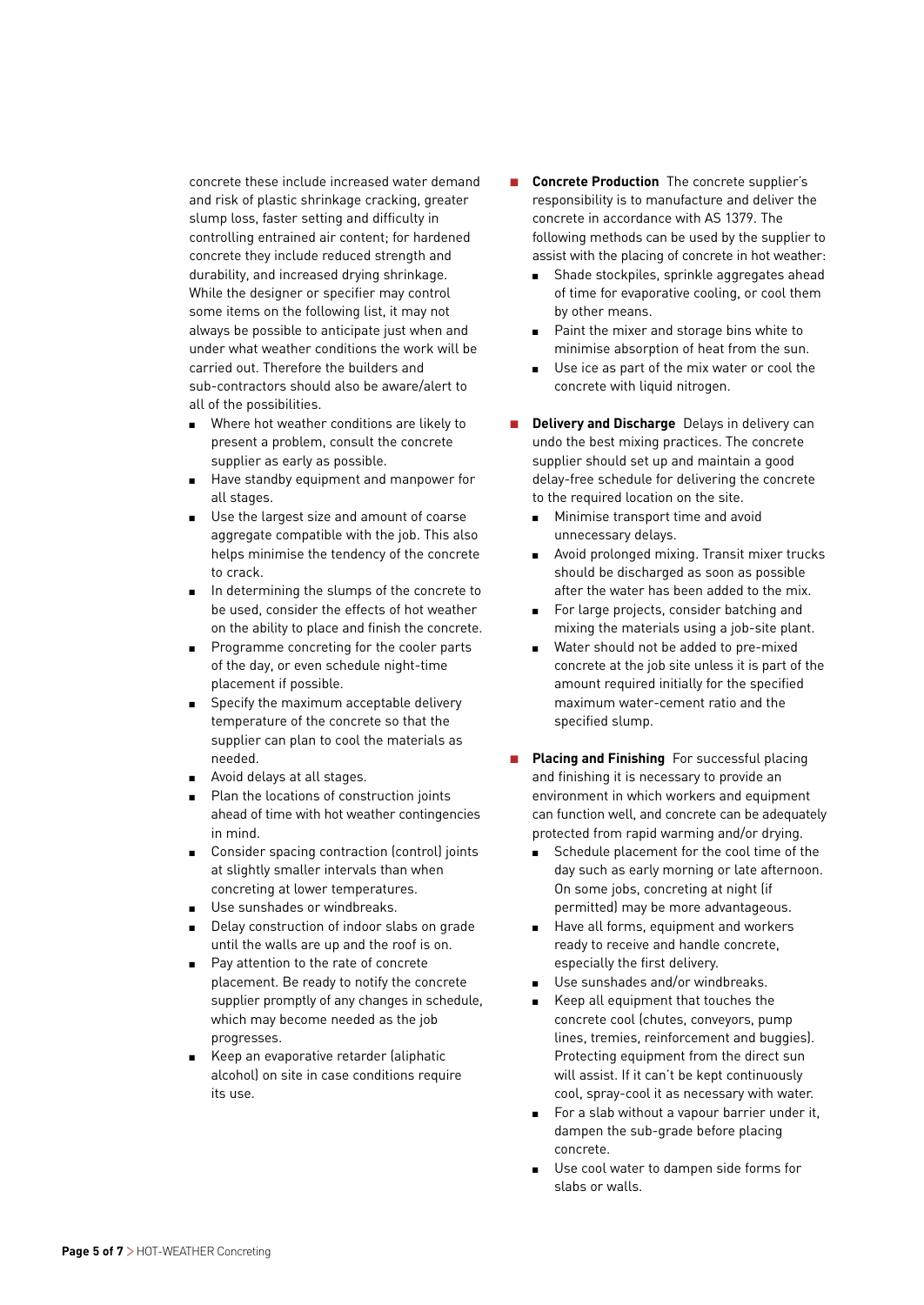concrete these include increased water demand and risk of plastic shrinkage cracking, greater slump loss, faster setting and difficulty in controlling entrained air content; for hardened concrete they include reduced strength and durability, and increased drying shrinkage. While the designer or specifier may control some items on the following list, it may not always be possible to anticipate just when and under what weather conditions the work will be carried out. Therefore the builders and sub-contractors should also be aware/alert to all of the possibilities.

- Where hot weather conditions are likely to present a problem, consult the concrete supplier as early as possible.
- Have standby equipment and manpower for all stages.
- Use the largest size and amount of coarse aggregate compatible with the job. This also helps minimise the tendency of the concrete to crack.
- In determining the slumps of the concrete to be used, consider the effects of hot weather on the ability to place and finish the concrete.
- Programme concreting for the cooler parts of the day, or even schedule night-time placement if possible.
- Specify the maximum acceptable delivery temperature of the concrete so that the supplier can plan to cool the materials as needed.
- Avoid delays at all stages.
- Plan the locations of construction joints ahead of time with hot weather contingencies in mind.
- Consider spacing contraction (control) joints at slightly smaller intervals than when concreting at lower temperatures.
- Use sunshades or windbreaks.
- Delay construction of indoor slabs on grade until the walls are up and the roof is on.
- Pay attention to the rate of concrete placement. Be ready to notify the concrete supplier promptly of any changes in schedule, which may become needed as the job progresses.
- Keep an evaporative retarder (aliphatic alcohol) on site in case conditions require its use.

- **Concrete Production** The concrete supplier's responsibility is to manufacture and deliver the concrete in accordance with AS 1379. The following methods can be used by the supplier to assist with the placing of concrete in hot weather:
  - Shade stockpiles, sprinkle aggregates ahead of time for evaporative cooling, or cool them by other means.
  - Paint the mixer and storage bins white to minimise absorption of heat from the sun.
  - Use ice as part of the mix water or cool the concrete with liquid nitrogen.

- **Delivery and Discharge** Delays in delivery can undo the best mixing practices. The concrete supplier should set up and maintain a good delay-free schedule for delivering the concrete to the required location on the site.
  - Minimise transport time and avoid unnecessary delays.
  - Avoid prolonged mixing. Transit mixer trucks should be discharged as soon as possible after the water has been added to the mix.
  - For large projects, consider batching and mixing the materials using a job-site plant.
  - Water should not be added to pre-mixed concrete at the job site unless it is part of the amount required initially for the specified maximum water-cement ratio and the specified slump.

- **Placing and Finishing** For successful placing and finishing it is necessary to provide an environment in which workers and equipment can function well, and concrete can be adequately protected from rapid warming and/or drying.
  - Schedule placement for the cool time of the day such as early morning or late afternoon. On some jobs, concreting at night (if permitted) may be more advantageous.
  - Have all forms, equipment and workers ready to receive and handle concrete, especially the first delivery.
  - Use sunshades and/or windbreaks.
  - Keep all equipment that touches the concrete cool (chutes, conveyors, pump lines, tremies, reinforcement and buggies). Protecting equipment from the direct sun will assist. If it can't be kept continuously cool, spray-cool it as necessary with water.
  - For a slab without a vapour barrier under it, dampen the sub-grade before placing concrete.
  - Use cool water to dampen side forms for slabs or walls.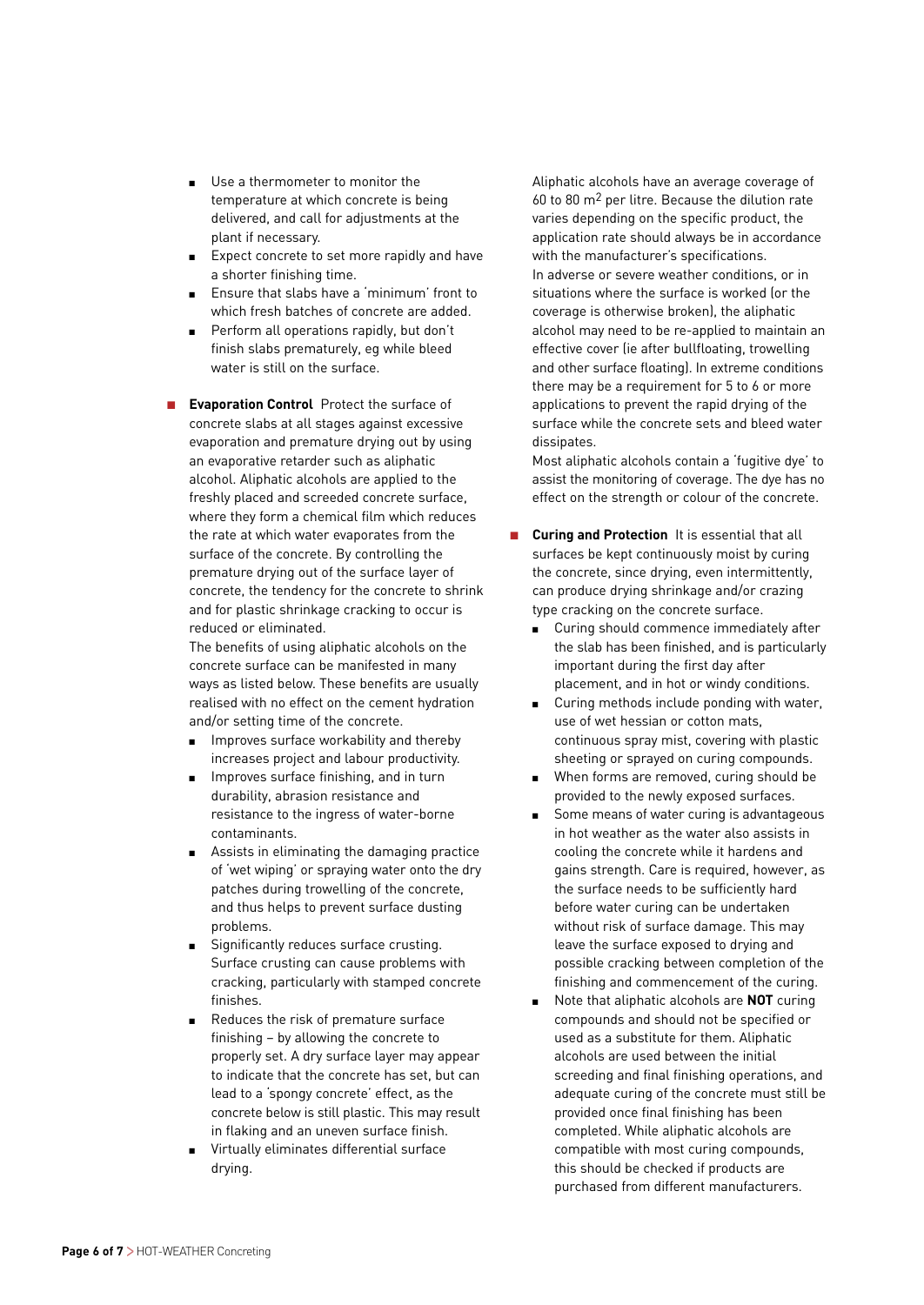- Use a thermometer to monitor the temperature at which concrete is being delivered, and call for adjustments at the plant if necessary.
- Expect concrete to set more rapidly and have a shorter finishing time.
- Ensure that slabs have a 'minimum' front to which fresh batches of concrete are added.
- Perform all operations rapidly, but don't finish slabs prematurely, eg while bleed water is still on the surface.

- **Evaporation Control** Protect the surface of concrete slabs at all stages against excessive evaporation and premature drying out by using an evaporative retarder such as aliphatic alcohol. Aliphatic alcohols are applied to the freshly placed and screeded concrete surface, where they form a chemical film which reduces the rate at which water evaporates from the surface of the concrete. By controlling the premature drying out of the surface layer of concrete, the tendency for the concrete to shrink and for plastic shrinkage cracking to occur is reduced or eliminated.

  The benefits of using aliphatic alcohols on the concrete surface can be manifested in many ways as listed below. These benefits are usually realised with no effect on the cement hydration and/or setting time of the concrete.

  - Improves surface workability and thereby increases project and labour productivity.
  - Improves surface finishing, and in turn durability, abrasion resistance and resistance to the ingress of water-borne contaminants.
  - Assists in eliminating the damaging practice of 'wet wiping' or spraying water onto the dry patches during trowelling of the concrete, and thus helps to prevent surface dusting problems.
  - Significantly reduces surface crusting. Surface crusting can cause problems with cracking, particularly with stamped concrete finishes.
  - Reduces the risk of premature surface finishing – by allowing the concrete to properly set. A dry surface layer may appear to indicate that the concrete has set, but can lead to a 'spongy concrete' effect, as the concrete below is still plastic. This may result in flaking and an uneven surface finish.
  - Virtually eliminates differential surface drying.

  Aliphatic alcohols have an average coverage of 60 to 80 $m^2$ per litre. Because the dilution rate varies depending on the specific product, the application rate should always be in accordance with the manufacturer's specifications.

  In adverse or severe weather conditions, or in situations where the surface is worked (or the coverage is otherwise broken), the aliphatic alcohol may need to be re-applied to maintain an effective cover (ie after bullfloating, trowelling and other surface floating). In extreme conditions there may be a requirement for 5 to 6 or more applications to prevent the rapid drying of the surface while the concrete sets and bleed water dissipates.

  Most aliphatic alcohols contain a 'fugitive dye' to assist the monitoring of coverage. The dye has no effect on the strength or colour of the concrete.

- **Curing and Protection** It is essential that all surfaces be kept continuously moist by curing the concrete, since drying, even intermittently, can produce drying shrinkage and/or crazing type cracking on the concrete surface.
  - Curing should commence immediately after the slab has been finished, and is particularly important during the first day after placement, and in hot or windy conditions.
  - Curing methods include ponding with water, use of wet hessian or cotton mats, continuous spray mist, covering with plastic sheeting or sprayed on curing compounds.
  - When forms are removed, curing should be provided to the newly exposed surfaces.
  - Some means of water curing is advantageous in hot weather as the water also assists in cooling the concrete while it hardens and gains strength. Care is required, however, as the surface needs to be sufficiently hard before water curing can be undertaken without risk of surface damage. This may leave the surface exposed to drying and possible cracking between completion of the finishing and commencement of the curing.
  - Note that aliphatic alcohols are **NOT** curing compounds and should not be specified or used as a substitute for them. Aliphatic alcohols are used between the initial screeding and final finishing operations, and adequate curing of the concrete must still be provided once final finishing has been completed. While aliphatic alcohols are compatible with most curing compounds, this should be checked if products are purchased from different manufacturers.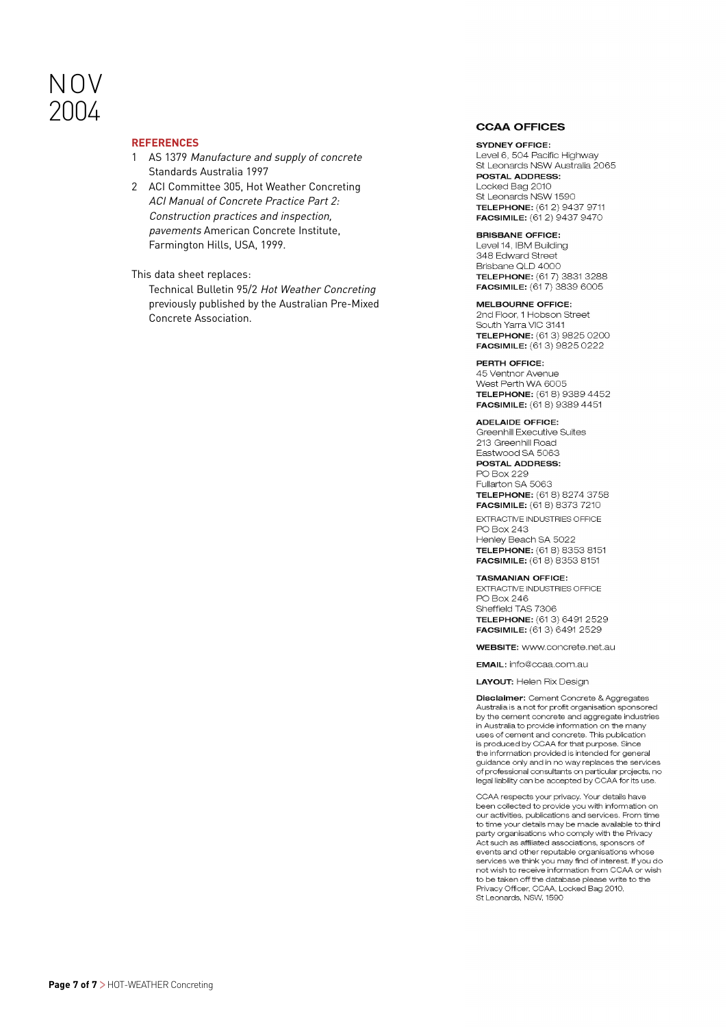NOV 2004

## REFERENCES

1. AS 1379 *Manufacture and supply of concrete* Standards Australia 1997
2. ACI Committee 305, Hot Weather Concreting *ACI Manual of Concrete Practice Part 2: Construction practices and inspection, pavements* American Concrete Institute, Farmington Hills, USA, 1999.

This data sheet replaces:

Technical Bulletin 95/2 *Hot Weather Concreting* previously published by the Australian Pre-Mixed Concrete Association.

## CCAA OFFICES

**SYDNEY OFFICE:**
Level 6, 504 Pacific Highway
St Leonards NSW Australia 2065
**POSTAL ADDRESS:**
Locked Bag 2010
St Leonards NSW 1590
**TELEPHONE:** (61 2) 9437 9711
**FACSIMILE:** (61 2) 9437 9470

**BRISBANE OFFICE:**
Level 14, IBM Building
348 Edward Street
Brisbane QLD 4000
**TELEPHONE:** (61 7) 3831 3288
**FACSIMILE:** (61 7) 3839 6005

**MELBOURNE OFFICE:**
2nd Floor, 1 Hobson Street
South Yarra VIC 3141
**TELEPHONE:** (61 3) 9825 0200
**FACSIMILE:** (61 3) 9825 0222

**PERTH OFFICE:**
45 Ventnor Avenue
West Perth WA 6005
**TELEPHONE:** (61 8) 9389 4452
**FACSIMILE:** (61 8) 9389 4451

**ADELAIDE OFFICE:**
Greenhill Executive Suites
213 Greenhill Road
Eastwood SA 5063
**POSTAL ADDRESS:**
PO Box 229
Fullarton SA 5063
**TELEPHONE:** (61 8) 8274 3758
**FACSIMILE:** (61 8) 8373 7210

EXTRACTIVE INDUSTRIES OFFICE
PO Box 243
Henley Beach SA 5022
**TELEPHONE:** (61 8) 8353 8151
**FACSIMILE:** (61 8) 8353 8151

**TASMANIAN OFFICE:**
EXTRACTIVE INDUSTRIES OFFICE
PO Box 246
Sheffield TAS 7306
**TELEPHONE:** (61 3) 6491 2529
**FACSIMILE:** (61 3) 6491 2529

**WEBSITE:** www.concrete.net.au

**EMAIL:** info@ccaa.com.au

**LAYOUT:** Helen Rix Design

**Disclaimer:** Cement Concrete & Aggregates Australia is a not for profit organisation sponsored by the cement concrete and aggregate industries in Australia to provide information on the many uses of cement and concrete. This publication is produced by CCAA for that purpose. Since the information provided is intended for general guidance only and in no way replaces the services of professional consultants on particular projects, no legal liability can be accepted by CCAA for its use.

CCAA respects your privacy. Your details have been collected to provide you with information on our activities, publications and services. From time to time your details may be made available to third party organisations who comply with the Privacy Act such as affiliated associations, sponsors of events and other reputable organisations whose services we think you may find of interest. If you do not wish to receive information from CCAA or wish to be taken off the database please write to the Privacy Officer, CCAA, Locked Bag 2010, St Leonards, NSW, 1590